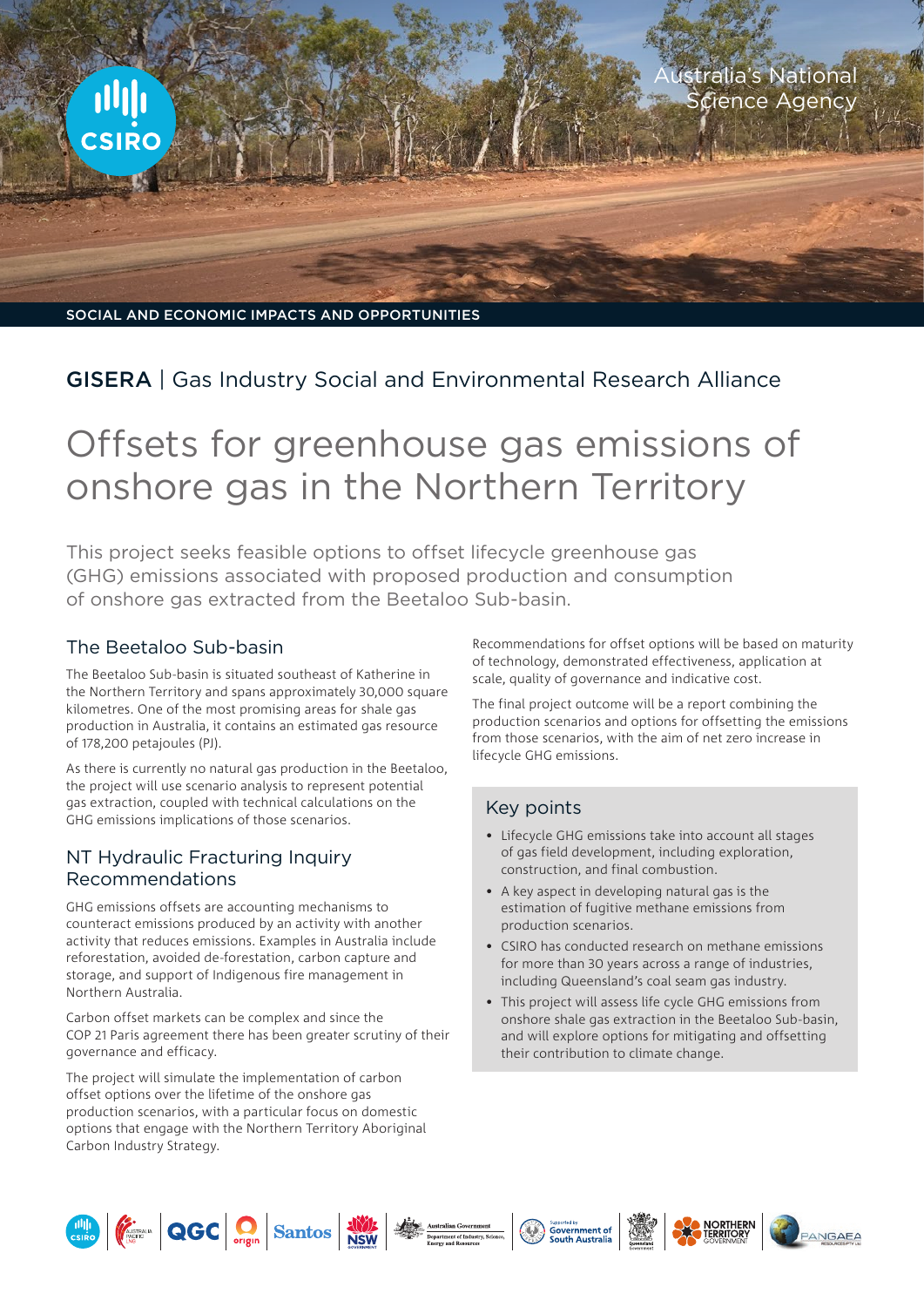Australia's National Science Agency

SOCIAL AND ECONOMIC IMPACTS AND OPPORTUNITIES

GISERA | Gas Industry Social and Environmental Research Alliance

# Offsets for greenhouse gas emissions of onshore gas in the Northern Territory

This project seeks feasible options to offset lifecycle greenhouse gas (GHG) emissions associated with proposed production and consumption of onshore gas extracted from the Beetaloo Sub-basin.

## The Beetaloo Sub-basin

The Beetaloo Sub-basin is situated southeast of Katherine in the Northern Territory and spans approximately 30,000 square kilometres. One of the most promising areas for shale gas production in Australia, it contains an estimated gas resource of 178,200 petajoules (PJ).

As there is currently no natural gas production in the Beetaloo, the project will use scenario analysis to represent potential gas extraction, coupled with technical calculations on the GHG emissions implications of those scenarios.

## NT Hydraulic Fracturing Inquiry Recommendations

GHG emissions offsets are accounting mechanisms to counteract emissions produced by an activity with another activity that reduces emissions. Examples in Australia include reforestation, avoided de-forestation, carbon capture and storage, and support of Indigenous fire management in Northern Australia.

Carbon offset markets can be complex and since the COP 21 Paris agreement there has been greater scrutiny of their governance and efficacy.

The project will simulate the implementation of carbon offset options over the lifetime of the onshore gas production scenarios, with a particular focus on domestic options that engage with the Northern Territory Aboriginal Carbon Industry Strategy.

Recommendations for offset options will be based on maturity of technology, demonstrated effectiveness, application at scale, quality of governance and indicative cost.

The final project outcome will be a report combining the production scenarios and options for offsetting the emissions from those scenarios, with the aim of net zero increase in lifecycle GHG emissions.

## Key points

- Lifecycle GHG emissions take into account all stages of gas field development, including exploration, construction, and final combustion.
- A key aspect in developing natural gas is the estimation of fugitive methane emissions from production scenarios.
- CSIRO has conducted research on methane emissions for more than 30 years across a range of industries, including Queensland's coal seam gas industry.
- This project will assess life cycle GHG emissions from onshore shale gas extraction in the Beetaloo Sub-basin, and will explore options for mitigating and offsetting their contribution to climate change.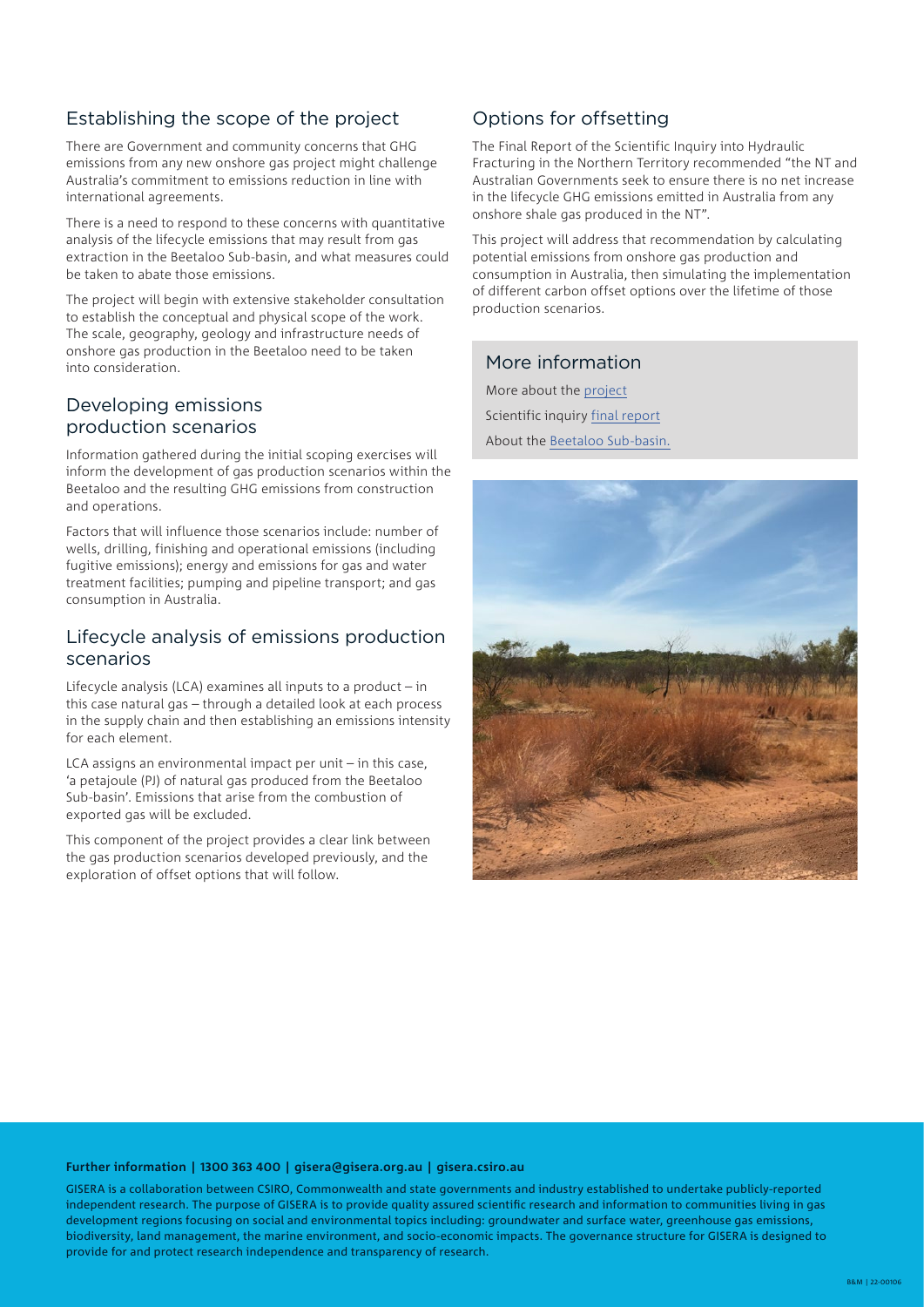## Establishing the scope of the project

There are Government and community concerns that GHG emissions from any new onshore gas project might challenge Australia's commitment to emissions reduction in line with international agreements.

There is a need to respond to these concerns with quantitative analysis of the lifecycle emissions that may result from gas extraction in the Beetaloo Sub-basin, and what measures could be taken to abate those emissions.

The project will begin with extensive stakeholder consultation to establish the conceptual and physical scope of the work. The scale, geography, geology and infrastructure needs of onshore gas production in the Beetaloo need to be taken into consideration.

## Developing emissions production scenarios

Information gathered during the initial scoping exercises will inform the development of gas production scenarios within the Beetaloo and the resulting GHG emissions from construction and operations.

Factors that will influence those scenarios include: number of wells, drilling, finishing and operational emissions (including fugitive emissions); energy and emissions for gas and water treatment facilities; pumping and pipeline transport; and gas consumption in Australia.

## Lifecycle analysis of emissions production scenarios

Lifecycle analysis (LCA) examines all inputs to a product – in this case natural gas – through a detailed look at each process in the supply chain and then establishing an emissions intensity for each element.

LCA assigns an environmental impact per unit – in this case, 'a petajoule (PJ) of natural gas produced from the Beetaloo Sub-basin'. Emissions that arise from the combustion of exported gas will be excluded.

This component of the project provides a clear link between the gas production scenarios developed previously, and the exploration of offset options that will follow.

## Options for offsetting

The Final Report of the Scientific Inquiry into Hydraulic Fracturing in the Northern Territory recommended "the NT and Australian Governments seek to ensure there is no net increase in the lifecycle GHG emissions emitted in Australia from any onshore shale gas produced in the NT".

This project will address that recommendation by calculating potential emissions from onshore gas production and consumption in Australia, then simulating the implementation of different carbon offset options over the lifetime of those production scenarios.

## More information

More about the project

Scientific inquiry final report

About the Beetaloo Sub-basin.

**Further information | 1300 363 400 | gisera@gisera.org.au | gisera.csiro.au**

GISERA is a collaboration between CSIRO, Commonwealth and state governments and industry established to undertake publicly-reported independent research. The purpose of GISERA is to provide quality assured scientific research and information to communities living in gas development regions focusing on social and environmental topics including: groundwater and surface water, greenhouse gas emissions, biodiversity, land management, the marine environment, and socio-economic impacts. The governance structure for GISERA is designed to provide for and protect research independence and transparency of research.

B&M | 22-00106